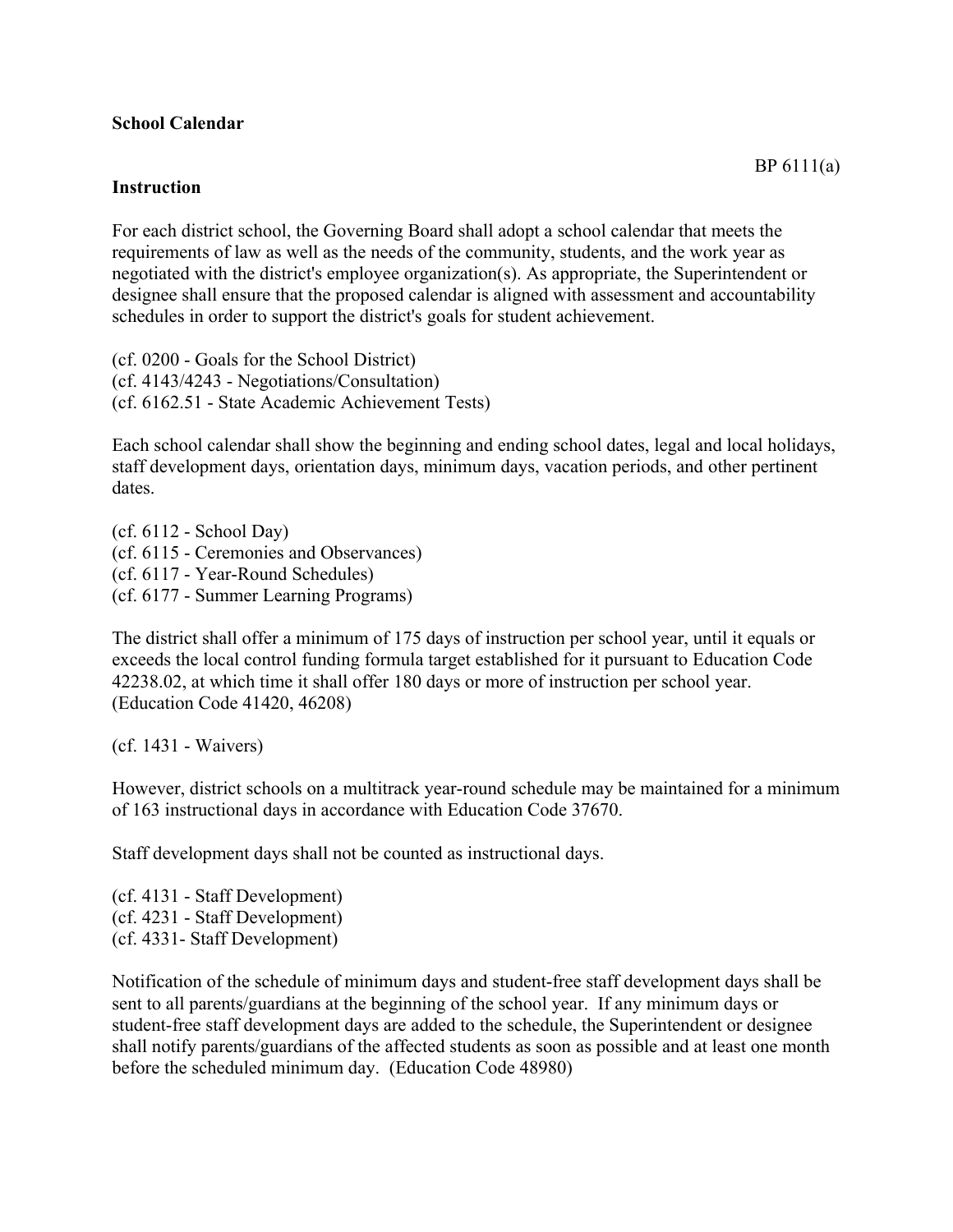**School Calendar**

BP 6111(a)

**Instruction**

For each district school, the Governing Board shall adopt a school calendar that meets the requirements of law as well as the needs of the community, students, and the work year as negotiated with the district's employee organization(s). As appropriate, the Superintendent or designee shall ensure that the proposed calendar is aligned with assessment and accountability schedules in order to support the district's goals for student achievement.

(cf. 0200 - Goals for the School District)
(cf. 4143/4243 - Negotiations/Consultation)
(cf. 6162.51 - State Academic Achievement Tests)

Each school calendar shall show the beginning and ending school dates, legal and local holidays, staff development days, orientation days, minimum days, vacation periods, and other pertinent dates.

(cf. 6112 - School Day)
(cf. 6115 - Ceremonies and Observances)
(cf. 6117 - Year-Round Schedules)
(cf. 6177 - Summer Learning Programs)

The district shall offer a minimum of 175 days of instruction per school year, until it equals or exceeds the local control funding formula target established for it pursuant to Education Code 42238.02, at which time it shall offer 180 days or more of instruction per school year. (Education Code 41420, 46208)

(cf. 1431 - Waivers)

However, district schools on a multitrack year-round schedule may be maintained for a minimum of 163 instructional days in accordance with Education Code 37670.

Staff development days shall not be counted as instructional days.

(cf. 4131 - Staff Development)
(cf. 4231 - Staff Development)
(cf. 4331- Staff Development)

Notification of the schedule of minimum days and student-free staff development days shall be sent to all parents/guardians at the beginning of the school year. If any minimum days or student-free staff development days are added to the schedule, the Superintendent or designee shall notify parents/guardians of the affected students as soon as possible and at least one month before the scheduled minimum day. (Education Code 48980)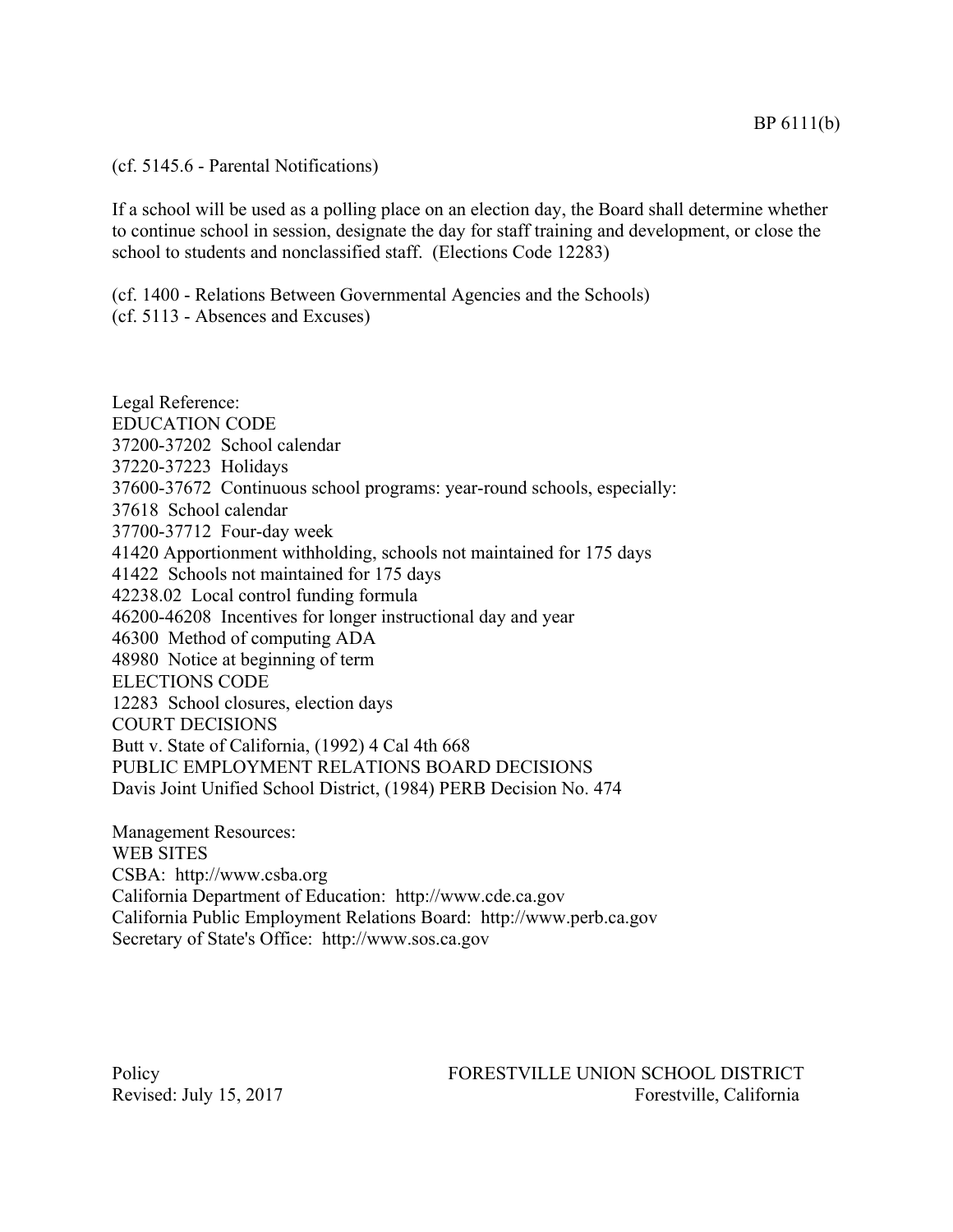(cf. 5145.6 - Parental Notifications)

If a school will be used as a polling place on an election day, the Board shall determine whether to continue school in session, designate the day for staff training and development, or close the school to students and nonclassified staff. (Elections Code 12283)

(cf. 1400 - Relations Between Governmental Agencies and the Schools)
(cf. 5113 - Absences and Excuses)

Legal Reference:
EDUCATION CODE
37200-37202 School calendar
37220-37223 Holidays
37600-37672 Continuous school programs: year-round schools, especially:
37618 School calendar
37700-37712 Four-day week
41420 Apportionment withholding, schools not maintained for 175 days
41422 Schools not maintained for 175 days
42238.02 Local control funding formula
46200-46208 Incentives for longer instructional day and year
46300 Method of computing ADA
48980 Notice at beginning of term
ELECTIONS CODE
12283 School closures, election days
COURT DECISIONS
Butt v. State of California, (1992) 4 Cal 4th 668
PUBLIC EMPLOYMENT RELATIONS BOARD DECISIONS
Davis Joint Unified School District, (1984) PERB Decision No. 474

Management Resources:
WEB SITES
CSBA: http://www.csba.org
California Department of Education: http://www.cde.ca.gov
California Public Employment Relations Board: http://www.perb.ca.gov
Secretary of State's Office: http://www.sos.ca.gov

Policy
Revised: July 15, 2017

FORESTVILLE UNION SCHOOL DISTRICT
Forestville, California